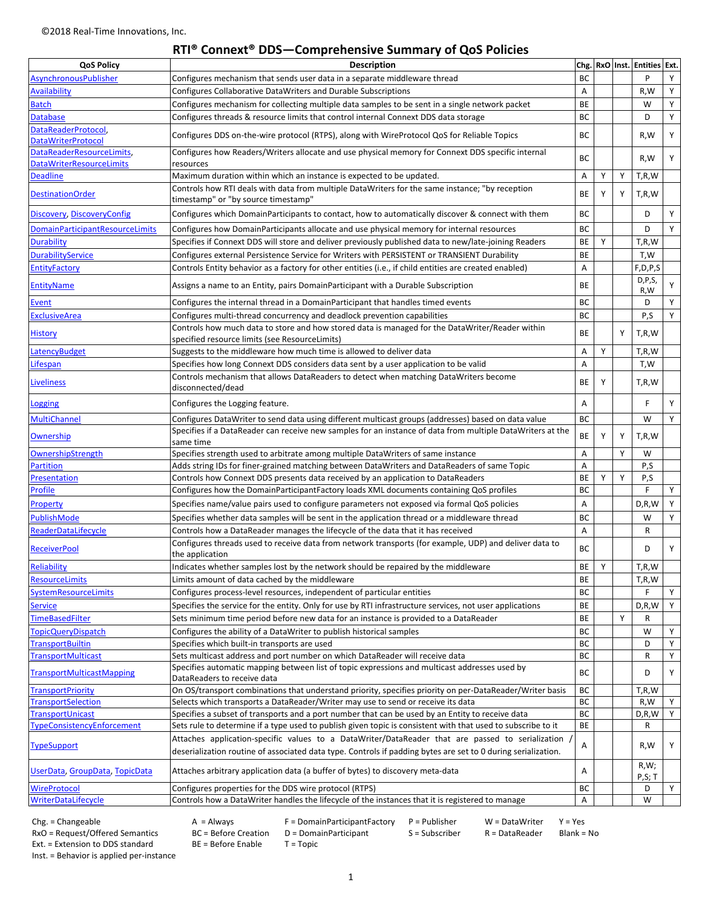©2018 Real-Time Innovations, Inc.

# RTI® Connext® DDS—Comprehensive Summary of QoS Policies

| QoS Policy | Description | Chg. | RxO | Inst. | Entities | Ext. |
|---|---|---|---|---|---|---|
| AsynchronousPublisher | Configures mechanism that sends user data in a separate middleware thread | BC | | | P | Y |
| Availability | Configures Collaborative DataWriters and Durable Subscriptions | A | | | R,W | Y |
| Batch | Configures mechanism for collecting multiple data samples to be sent in a single network packet | BE | | | W | Y |
| Database | Configures threads & resource limits that control internal Connext DDS data storage | BC | | | D | Y |
| DataReaderProtocol, DataWriterProtocol | Configures DDS on-the-wire protocol (RTPS), along with WireProtocol QoS for Reliable Topics | BC | | | R,W | Y |
| DataReaderResourceLimits, DataWriterResourceLimits | Configures how Readers/Writers allocate and use physical memory for Connext DDS specific internal resources | BC | | | R,W | Y |
| Deadline | Maximum duration within which an instance is expected to be updated. | A | Y | Y | T,R,W | |
| DestinationOrder | Controls how RTI deals with data from multiple DataWriters for the same instance; "by reception timestamp" or "by source timestamp" | BE | Y | Y | T,R,W | |
| Discovery, DiscoveryConfig | Configures which DomainParticipants to contact, how to automatically discover & connect with them | BC | | | D | Y |
| DomainParticipantResourceLimits | Configures how DomainParticipants allocate and use physical memory for internal resources | BC | | | D | Y |
| Durability | Specifies if Connext DDS will store and deliver previously published data to new/late-joining Readers | BE | Y | | T,R,W | |
| DurabilityService | Configures external Persistence Service for Writers with PERSISTENT or TRANSIENT Durability | BE | | | T,W | |
| EntityFactory | Controls Entity behavior as a factory for other entities (i.e., if child entities are created enabled) | A | | | F,D,P,S | |
| EntityName | Assigns a name to an Entity, pairs DomainParticipant with a Durable Subscription | BE | | | D,P,S, R,W | Y |
| Event | Configures the internal thread in a DomainParticipant that handles timed events | BC | | | D | Y |
| ExclusiveArea | Configures multi-thread concurrency and deadlock prevention capabilities | BC | | | P,S | Y |
| History | Controls how much data to store and how stored data is managed for the DataWriter/Reader within specified resource limits (see ResourceLimits) | BE | | Y | T,R,W | |
| LatencyBudget | Suggests to the middleware how much time is allowed to deliver data | A | Y | | T,R,W | |
| Lifespan | Specifies how long Connext DDS considers data sent by a user application to be valid | A | | | T,W | |
| Liveliness | Controls mechanism that allows DataReaders to detect when matching DataWriters become disconnected/dead | BE | Y | | T,R,W | |
| Logging | Configures the Logging feature. | A | | | F | Y |
| MultiChannel | Configures DataWriter to send data using different multicast groups (addresses) based on data value | BC | | | W | Y |
| Ownership | Specifies if a DataReader can receive new samples for an instance of data from multiple DataWriters at the same time | BE | Y | Y | T,R,W | |
| OwnershipStrength | Specifies strength used to arbitrate among multiple DataWriters of same instance | A | | Y | W | |
| Partition | Adds string IDs for finer-grained matching between DataWriters and DataReaders of same Topic | A | | | P,S | |
| Presentation | Controls how Connext DDS presents data received by an application to DataReaders | BE | Y | Y | P,S | |
| Profile | Configures how the DomainParticipantFactory loads XML documents containing QoS profiles | BC | | | F | Y |
| Property | Specifies name/value pairs used to configure parameters not exposed via formal QoS policies | A | | | D,R,W | Y |
| PublishMode | Specifies whether data samples will be sent in the application thread or a middleware thread | BC | | | W | Y |
| ReaderDataLifecycle | Controls how a DataReader manages the lifecycle of the data that it has received | A | | | R | |
| ReceiverPool | Configures threads used to receive data from network transports (for example, UDP) and deliver data to the application | BC | | | D | Y |
| Reliability | Indicates whether samples lost by the network should be repaired by the middleware | BE | Y | | T,R,W | |
| ResourceLimits | Limits amount of data cached by the middleware | BE | | | T,R,W | |
| SystemResourceLimits | Configures process-level resources, independent of particular entities | BC | | | F | Y |
| Service | Specifies the service for the entity. Only for use by RTI infrastructure services, not user applications | BE | | | D,R,W | Y |
| TimeBasedFilter | Sets minimum time period before new data for an instance is provided to a DataReader | BE | | Y | R | |
| TopicQueryDispatch | Configures the ability of a DataWriter to publish historical samples | BC | | | W | Y |
| TransportBuiltin | Specifies which built-in transports are used | BC | | | D | Y |
| TransportMulticast | Sets multicast address and port number on which DataReader will receive data | BC | | | R | Y |
| TransportMulticastMapping | Specifies automatic mapping between list of topic expressions and multicast addresses used by DataReaders to receive data | BC | | | D | Y |
| TransportPriority | On OS/transport combinations that understand priority, specifies priority on per-DataReader/Writer basis | BC | | | T,R,W | |
| TransportSelection | Selects which transports a DataReader/Writer may use to send or receive its data | BC | | | R,W | Y |
| TransportUnicast | Specifies a subset of transports and a port number that can be used by an Entity to receive data | BC | | | D,R,W | Y |
| TypeConsistencyEnforcement | Sets rule to determine if a type used to publish given topic is consistent with that used to subscribe to it | BE | | | R | |
| TypeSupport | Attaches application-specific values to a DataWriter/DataReader that are passed to serialization / deserialization routine of associated data type. Controls if padding bytes are set to 0 during serialization. | A | | | R,W | Y |
| UserData, GroupData, TopicData | Attaches arbitrary application data (a buffer of bytes) to discovery meta-data | A | | | R,W; P,S; T | |
| WireProtocol | Configures properties for the DDS wire protocol (RTPS) | BC | | | D | Y |
| WriterDataLifecycle | Controls how a DataWriter handles the lifecycle of the instances that it is registered to manage | A | | | W | |

Chg. = Changeable
RxO = Request/Offered Semantics
Ext. = Extension to DDS standard
Inst. = Behavior is applied per-instance

A = Always
BC = Before Creation
BE = Before Enable

F = DomainParticipantFactory
D = DomainParticipant
T = Topic

P = Publisher
S = Subscriber

W = DataWriter
R = DataReader

Y = Yes
Blank = No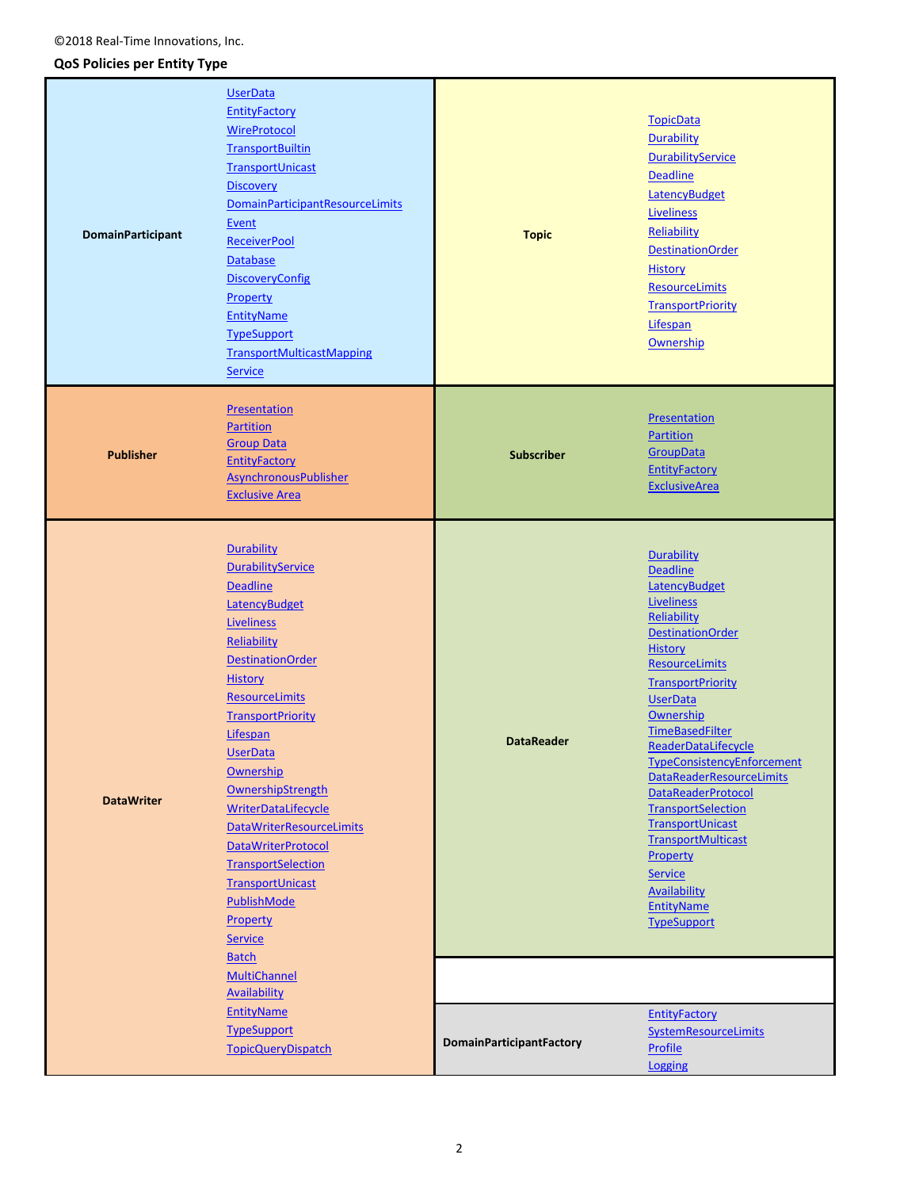©2018 Real-Time Innovations, Inc.

**QoS Policies per Entity Type**

| Entity | QoS Policies |
| --- | --- |
| **DomainParticipant** | UserData<br>EntityFactory<br>WireProtocol<br>TransportBuiltin<br>TransportUnicast<br>Discovery<br>DomainParticipantResourceLimits<br>Event<br>ReceiverPool<br>Database<br>DiscoveryConfig<br>Property<br>EntityName<br>TypeSupport<br>TransportMulticastMapping<br>Service |
| **Topic** | TopicData<br>Durability<br>DurabilityService<br>Deadline<br>LatencyBudget<br>Liveliness<br>Reliability<br>DestinationOrder<br>History<br>ResourceLimits<br>TransportPriority<br>Lifespan<br>Ownership |
| **Publisher** | Presentation<br>Partition<br>Group Data<br>EntityFactory<br>AsynchronousPublisher<br>Exclusive Area |
| **Subscriber** | Presentation<br>Partition<br>GroupData<br>EntityFactory<br>ExclusiveArea |
| **DataWriter** | Durability<br>DurabilityService<br>Deadline<br>LatencyBudget<br>Liveliness<br>Reliability<br>DestinationOrder<br>History<br>ResourceLimits<br>TransportPriority<br>Lifespan<br>UserData<br>Ownership<br>OwnershipStrength<br>WriterDataLifecycle<br>DataWriterResourceLimits<br>DataWriterProtocol<br>TransportSelection<br>TransportUnicast<br>PublishMode<br>Property<br>Service<br>Batch<br>MultiChannel<br>Availability<br>EntityName<br>TypeSupport<br>TopicQueryDispatch |
| **DataReader** | Durability<br>Deadline<br>LatencyBudget<br>Liveliness<br>Reliability<br>DestinationOrder<br>History<br>ResourceLimits<br>TransportPriority<br>UserData<br>Ownership<br>TimeBasedFilter<br>ReaderDataLifecycle<br>TypeConsistencyEnforcement<br>DataReaderResourceLimits<br>DataReaderProtocol<br>TransportSelection<br>TransportUnicast<br>TransportMulticast<br>Property<br>Service<br>Availability<br>EntityName<br>TypeSupport |
| **DomainParticipantFactory** | EntityFactory<br>SystemResourceLimits<br>Profile<br>Logging |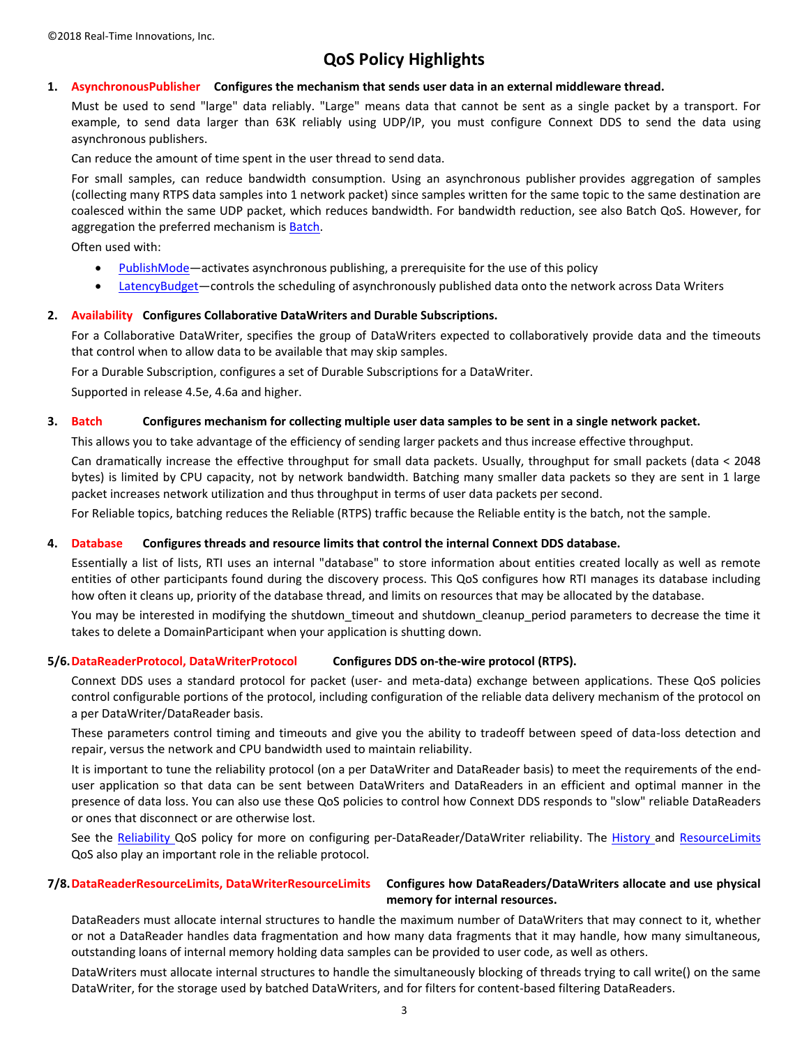©2018 Real-Time Innovations, Inc.

# QoS Policy Highlights

**1. AsynchronousPublisher** **Configures the mechanism that sends user data in an external middleware thread.**

Must be used to send "large" data reliably. "Large" means data that cannot be sent as a single packet by a transport. For example, to send data larger than 63K reliably using UDP/IP, you must configure Connext DDS to send the data using asynchronous publishers.

Can reduce the amount of time spent in the user thread to send data.

For small samples, can reduce bandwidth consumption. Using an asynchronous publisher provides aggregation of samples (collecting many RTPS data samples into 1 network packet) since samples written for the same topic to the same destination are coalesced within the same UDP packet, which reduces bandwidth. For bandwidth reduction, see also Batch QoS. However, for aggregation the preferred mechanism is Batch.

Often used with:

- PublishMode—activates asynchronous publishing, a prerequisite for the use of this policy
- LatencyBudget—controls the scheduling of asynchronously published data onto the network across Data Writers

**2. Availability** **Configures Collaborative DataWriters and Durable Subscriptions.**

For a Collaborative DataWriter, specifies the group of DataWriters expected to collaboratively provide data and the timeouts that control when to allow data to be available that may skip samples.

For a Durable Subscription, configures a set of Durable Subscriptions for a DataWriter.

Supported in release 4.5e, 4.6a and higher.

**3. Batch** **Configures mechanism for collecting multiple user data samples to be sent in a single network packet.**

This allows you to take advantage of the efficiency of sending larger packets and thus increase effective throughput.

Can dramatically increase the effective throughput for small data packets. Usually, throughput for small packets (data < 2048 bytes) is limited by CPU capacity, not by network bandwidth. Batching many smaller data packets so they are sent in 1 large packet increases network utilization and thus throughput in terms of user data packets per second.

For Reliable topics, batching reduces the Reliable (RTPS) traffic because the Reliable entity is the batch, not the sample.

**4. Database** **Configures threads and resource limits that control the internal Connext DDS database.**

Essentially a list of lists, RTI uses an internal "database" to store information about entities created locally as well as remote entities of other participants found during the discovery process. This QoS configures how RTI manages its database including how often it cleans up, priority of the database thread, and limits on resources that may be allocated by the database.

You may be interested in modifying the shutdown_timeout and shutdown_cleanup_period parameters to decrease the time it takes to delete a DomainParticipant when your application is shutting down.

**5/6. DataReaderProtocol, DataWriterProtocol** **Configures DDS on-the-wire protocol (RTPS).**

Connext DDS uses a standard protocol for packet (user- and meta-data) exchange between applications. These QoS policies control configurable portions of the protocol, including configuration of the reliable data delivery mechanism of the protocol on a per DataWriter/DataReader basis.

These parameters control timing and timeouts and give you the ability to tradeoff between speed of data-loss detection and repair, versus the network and CPU bandwidth used to maintain reliability.

It is important to tune the reliability protocol (on a per DataWriter and DataReader basis) to meet the requirements of the end-user application so that data can be sent between DataWriters and DataReaders in an efficient and optimal manner in the presence of data loss. You can also use these QoS policies to control how Connext DDS responds to "slow" reliable DataReaders or ones that disconnect or are otherwise lost.

See the Reliability QoS policy for more on configuring per-DataReader/DataWriter reliability. The History and ResourceLimits QoS also play an important role in the reliable protocol.

**7/8. DataReaderResourceLimits, DataWriterResourceLimits** **Configures how DataReaders/DataWriters allocate and use physical memory for internal resources.**

DataReaders must allocate internal structures to handle the maximum number of DataWriters that may connect to it, whether or not a DataReader handles data fragmentation and how many data fragments that it may handle, how many simultaneous, outstanding loans of internal memory holding data samples can be provided to user code, as well as others.

DataWriters must allocate internal structures to handle the simultaneously blocking of threads trying to call write() on the same DataWriter, for the storage used by batched DataWriters, and for filters for content-based filtering DataReaders.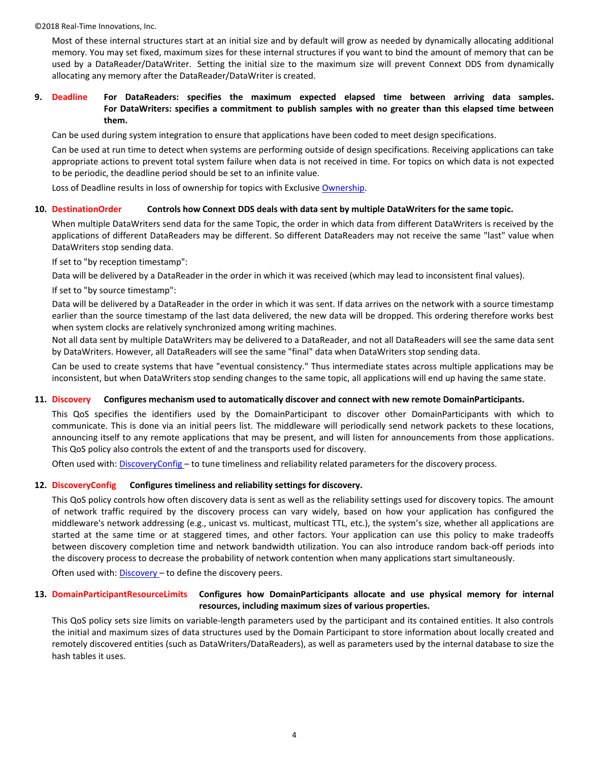Most of these internal structures start at an initial size and by default will grow as needed by dynamically allocating additional memory. You may set fixed, maximum sizes for these internal structures if you want to bind the amount of memory that can be used by a DataReader/DataWriter. Setting the initial size to the maximum size will prevent Connext DDS from dynamically allocating any memory after the DataReader/DataWriter is created.

9. **Deadline** **For DataReaders: specifies the maximum expected elapsed time between arriving data samples. For DataWriters: specifies a commitment to publish samples with no greater than this elapsed time between them.**

   Can be used during system integration to ensure that applications have been coded to meet design specifications.

   Can be used at run time to detect when systems are performing outside of design specifications. Receiving applications can take appropriate actions to prevent total system failure when data is not received in time. For topics on which data is not expected to be periodic, the deadline period should be set to an infinite value.

   Loss of Deadline results in loss of ownership for topics with Exclusive [Ownership](#).

10. **DestinationOrder** **Controls how Connext DDS deals with data sent by multiple DataWriters for the same topic.**

    When multiple DataWriters send data for the same Topic, the order in which data from different DataWriters is received by the applications of different DataReaders may be different. So different DataReaders may not receive the same "last" value when DataWriters stop sending data.

    If set to "by reception timestamp":

    Data will be delivered by a DataReader in the order in which it was received (which may lead to inconsistent final values).

    If set to "by source timestamp":

    Data will be delivered by a DataReader in the order in which it was sent. If data arrives on the network with a source timestamp earlier than the source timestamp of the last data delivered, the new data will be dropped. This ordering therefore works best when system clocks are relatively synchronized among writing machines.
    Not all data sent by multiple DataWriters may be delivered to a DataReader, and not all DataReaders will see the same data sent by DataWriters. However, all DataReaders will see the same "final" data when DataWriters stop sending data.

    Can be used to create systems that have "eventual consistency." Thus intermediate states across multiple applications may be inconsistent, but when DataWriters stop sending changes to the same topic, all applications will end up having the same state.

11. **Discovery** **Configures mechanism used to automatically discover and connect with new remote DomainParticipants.**

    This QoS specifies the identifiers used by the DomainParticipant to discover other DomainParticipants with which to communicate. This is done via an initial peers list. The middleware will periodically send network packets to these locations, announcing itself to any remote applications that may be present, and will listen for announcements from those applications. This QoS policy also controls the extent of and the transports used for discovery.

    Often used with: [DiscoveryConfig](#) – to tune timeliness and reliability related parameters for the discovery process.

12. **DiscoveryConfig** **Configures timeliness and reliability settings for discovery.**

    This QoS policy controls how often discovery data is sent as well as the reliability settings used for discovery topics. The amount of network traffic required by the discovery process can vary widely, based on how your application has configured the middleware's network addressing (e.g., unicast vs. multicast, multicast TTL, etc.), the system's size, whether all applications are started at the same time or at staggered times, and other factors. Your application can use this policy to make tradeoffs between discovery completion time and network bandwidth utilization. You can also introduce random back-off periods into the discovery process to decrease the probability of network contention when many applications start simultaneously.

    Often used with: [Discovery](#) – to define the discovery peers.

13. **DomainParticipantResourceLimits** **Configures how DomainParticipants allocate and use physical memory for internal resources, including maximum sizes of various properties.**

    This QoS policy sets size limits on variable-length parameters used by the participant and its contained entities. It also controls the initial and maximum sizes of data structures used by the Domain Participant to store information about locally created and remotely discovered entities (such as DataWriters/DataReaders), as well as parameters used by the internal database to size the hash tables it uses.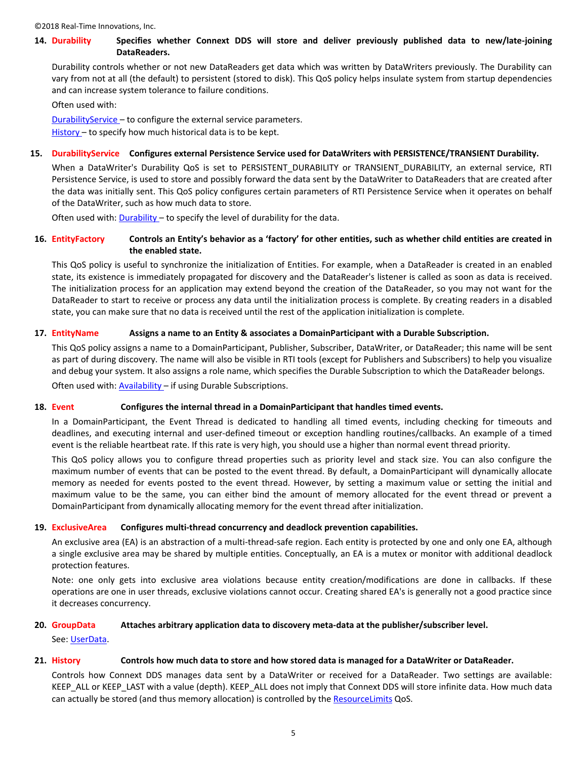**14. Durability** **Specifies whether Connext DDS will store and deliver previously published data to new/late-joining DataReaders.**

Durability controls whether or not new DataReaders get data which was written by DataWriters previously. The Durability can vary from not at all (the default) to persistent (stored to disk). This QoS policy helps insulate system from startup dependencies and can increase system tolerance to failure conditions.

Often used with:

DurabilityService – to configure the external service parameters.
History – to specify how much historical data is to be kept.

**15. DurabilityService** **Configures external Persistence Service used for DataWriters with PERSISTENCE/TRANSIENT Durability.**

When a DataWriter's Durability QoS is set to PERSISTENT_DURABILITY or TRANSIENT_DURABILITY, an external service, RTI Persistence Service, is used to store and possibly forward the data sent by the DataWriter to DataReaders that are created after the data was initially sent. This QoS policy configures certain parameters of RTI Persistence Service when it operates on behalf of the DataWriter, such as how much data to store.

Often used with: Durability – to specify the level of durability for the data.

**16. EntityFactory** **Controls an Entity's behavior as a 'factory' for other entities, such as whether child entities are created in the enabled state.**

This QoS policy is useful to synchronize the initialization of Entities. For example, when a DataReader is created in an enabled state, its existence is immediately propagated for discovery and the DataReader's listener is called as soon as data is received. The initialization process for an application may extend beyond the creation of the DataReader, so you may not want for the DataReader to start to receive or process any data until the initialization process is complete. By creating readers in a disabled state, you can make sure that no data is received until the rest of the application initialization is complete.

**17. EntityName** **Assigns a name to an Entity & associates a DomainParticipant with a Durable Subscription.**

This QoS policy assigns a name to a DomainParticipant, Publisher, Subscriber, DataWriter, or DataReader; this name will be sent as part of during discovery. The name will also be visible in RTI tools (except for Publishers and Subscribers) to help you visualize and debug your system. It also assigns a role name, which specifies the Durable Subscription to which the DataReader belongs.

Often used with: Availability – if using Durable Subscriptions.

**18. Event** **Configures the internal thread in a DomainParticipant that handles timed events.**

In a DomainParticipant, the Event Thread is dedicated to handling all timed events, including checking for timeouts and deadlines, and executing internal and user-defined timeout or exception handling routines/callbacks. An example of a timed event is the reliable heartbeat rate. If this rate is very high, you should use a higher than normal event thread priority.

This QoS policy allows you to configure thread properties such as priority level and stack size. You can also configure the maximum number of events that can be posted to the event thread. By default, a DomainParticipant will dynamically allocate memory as needed for events posted to the event thread. However, by setting a maximum value or setting the initial and maximum value to be the same, you can either bind the amount of memory allocated for the event thread or prevent a DomainParticipant from dynamically allocating memory for the event thread after initialization.

**19. ExclusiveArea** **Configures multi-thread concurrency and deadlock prevention capabilities.**

An exclusive area (EA) is an abstraction of a multi-thread-safe region. Each entity is protected by one and only one EA, although a single exclusive area may be shared by multiple entities. Conceptually, an EA is a mutex or monitor with additional deadlock protection features.

Note: one only gets into exclusive area violations because entity creation/modifications are done in callbacks. If these operations are one in user threads, exclusive violations cannot occur. Creating shared EA's is generally not a good practice since it decreases concurrency.

**20. GroupData** **Attaches arbitrary application data to discovery meta-data at the publisher/subscriber level.**

See: UserData.

**21. History** **Controls how much data to store and how stored data is managed for a DataWriter or DataReader.**

Controls how Connext DDS manages data sent by a DataWriter or received for a DataReader. Two settings are available: KEEP_ALL or KEEP_LAST with a value (depth). KEEP_ALL does not imply that Connext DDS will store infinite data. How much data can actually be stored (and thus memory allocation) is controlled by the ResourceLimits QoS.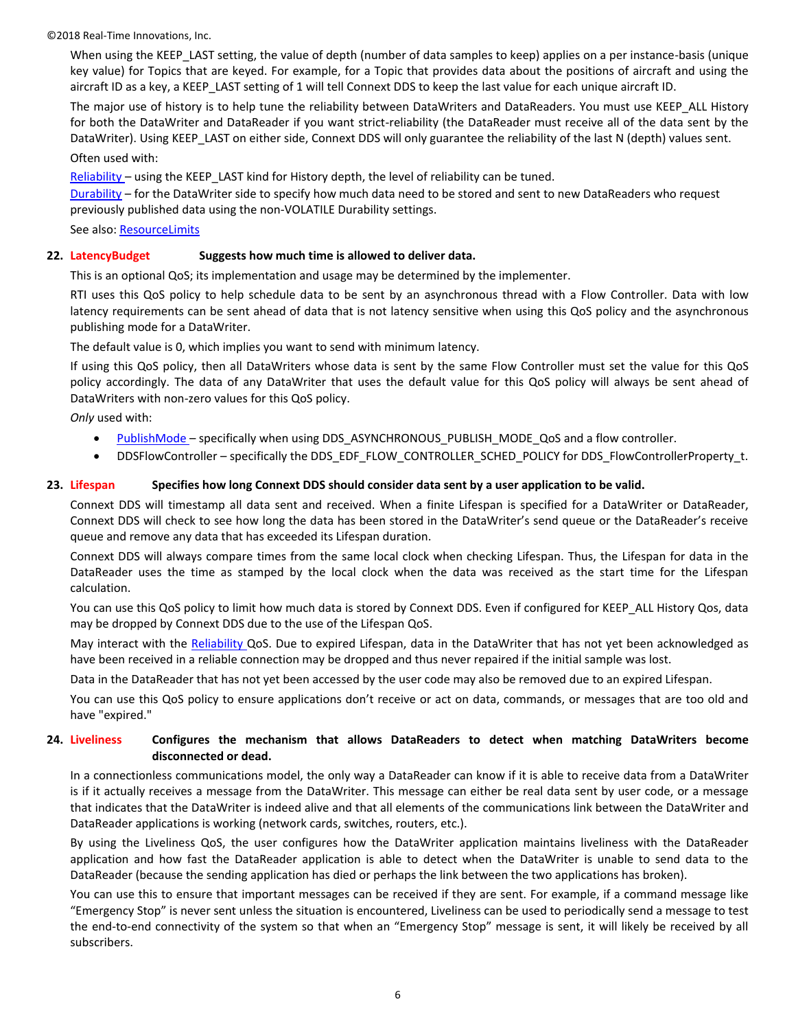When using the KEEP_LAST setting, the value of depth (number of data samples to keep) applies on a per instance-basis (unique key value) for Topics that are keyed. For example, for a Topic that provides data about the positions of aircraft and using the aircraft ID as a key, a KEEP_LAST setting of 1 will tell Connext DDS to keep the last value for each unique aircraft ID.

The major use of history is to help tune the reliability between DataWriters and DataReaders. You must use KEEP_ALL History for both the DataWriter and DataReader if you want strict-reliability (the DataReader must receive all of the data sent by the DataWriter). Using KEEP_LAST on either side, Connext DDS will only guarantee the reliability of the last N (depth) values sent.

Often used with:

Reliability – using the KEEP_LAST kind for History depth, the level of reliability can be tuned.
Durability – for the DataWriter side to specify how much data need to be stored and sent to new DataReaders who request previously published data using the non-VOLATILE Durability settings.

See also: ResourceLimits

**22. LatencyBudget** **Suggests how much time is allowed to deliver data.**

This is an optional QoS; its implementation and usage may be determined by the implementer.

RTI uses this QoS policy to help schedule data to be sent by an asynchronous thread with a Flow Controller. Data with low latency requirements can be sent ahead of data that is not latency sensitive when using this QoS policy and the asynchronous publishing mode for a DataWriter.

The default value is 0, which implies you want to send with minimum latency.

If using this QoS policy, then all DataWriters whose data is sent by the same Flow Controller must set the value for this QoS policy accordingly. The data of any DataWriter that uses the default value for this QoS policy will always be sent ahead of DataWriters with non-zero values for this QoS policy.

*Only* used with:

- PublishMode – specifically when using DDS_ASYNCHRONOUS_PUBLISH_MODE_QoS and a flow controller.
- DDSFlowController – specifically the DDS_EDF_FLOW_CONTROLLER_SCHED_POLICY for DDS_FlowControllerProperty_t.

**23. Lifespan** **Specifies how long Connext DDS should consider data sent by a user application to be valid.**

Connext DDS will timestamp all data sent and received. When a finite Lifespan is specified for a DataWriter or DataReader, Connext DDS will check to see how long the data has been stored in the DataWriter's send queue or the DataReader's receive queue and remove any data that has exceeded its Lifespan duration.

Connext DDS will always compare times from the same local clock when checking Lifespan. Thus, the Lifespan for data in the DataReader uses the time as stamped by the local clock when the data was received as the start time for the Lifespan calculation.

You can use this QoS policy to limit how much data is stored by Connext DDS. Even if configured for KEEP_ALL History Qos, data may be dropped by Connext DDS due to the use of the Lifespan QoS.

May interact with the Reliability QoS. Due to expired Lifespan, data in the DataWriter that has not yet been acknowledged as have been received in a reliable connection may be dropped and thus never repaired if the initial sample was lost.

Data in the DataReader that has not yet been accessed by the user code may also be removed due to an expired Lifespan.

You can use this QoS policy to ensure applications don't receive or act on data, commands, or messages that are too old and have "expired."

**24. Liveliness** **Configures the mechanism that allows DataReaders to detect when matching DataWriters become disconnected or dead.**

In a connectionless communications model, the only way a DataReader can know if it is able to receive data from a DataWriter is if it actually receives a message from the DataWriter. This message can either be real data sent by user code, or a message that indicates that the DataWriter is indeed alive and that all elements of the communications link between the DataWriter and DataReader applications is working (network cards, switches, routers, etc.).

By using the Liveliness QoS, the user configures how the DataWriter application maintains liveliness with the DataReader application and how fast the DataReader application is able to detect when the DataWriter is unable to send data to the DataReader (because the sending application has died or perhaps the link between the two applications has broken).

You can use this to ensure that important messages can be received if they are sent. For example, if a command message like "Emergency Stop" is never sent unless the situation is encountered, Liveliness can be used to periodically send a message to test the end-to-end connectivity of the system so that when an "Emergency Stop" message is sent, it will likely be received by all subscribers.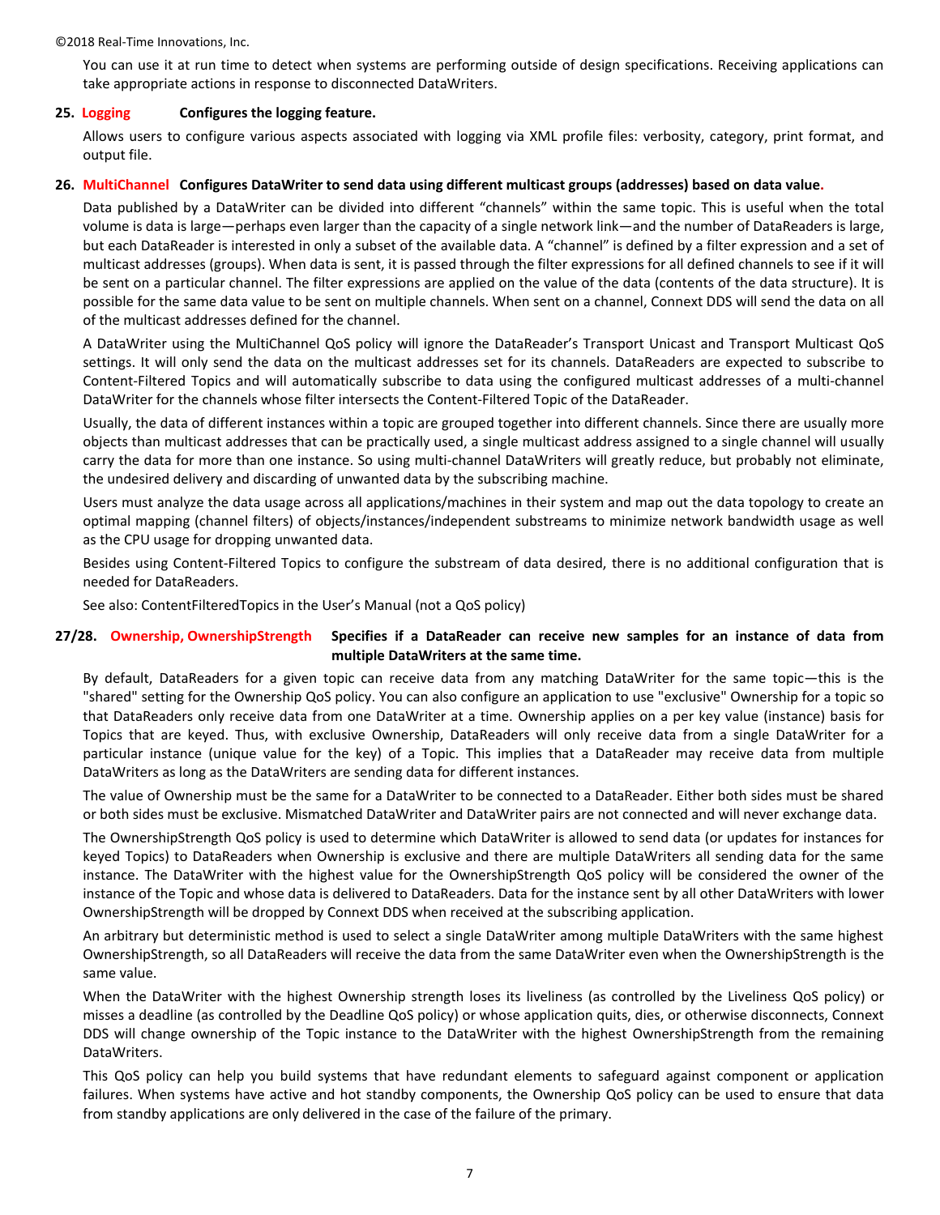You can use it at run time to detect when systems are performing outside of design specifications. Receiving applications can take appropriate actions in response to disconnected DataWriters.

**25. Logging** **Configures the logging feature.**

Allows users to configure various aspects associated with logging via XML profile files: verbosity, category, print format, and output file.

**26. MultiChannel** **Configures DataWriter to send data using different multicast groups (addresses) based on data value.**

Data published by a DataWriter can be divided into different "channels" within the same topic. This is useful when the total volume is data is large—perhaps even larger than the capacity of a single network link—and the number of DataReaders is large, but each DataReader is interested in only a subset of the available data. A "channel" is defined by a filter expression and a set of multicast addresses (groups). When data is sent, it is passed through the filter expressions for all defined channels to see if it will be sent on a particular channel. The filter expressions are applied on the value of the data (contents of the data structure). It is possible for the same data value to be sent on multiple channels. When sent on a channel, Connext DDS will send the data on all of the multicast addresses defined for the channel.

A DataWriter using the MultiChannel QoS policy will ignore the DataReader's Transport Unicast and Transport Multicast QoS settings. It will only send the data on the multicast addresses set for its channels. DataReaders are expected to subscribe to Content-Filtered Topics and will automatically subscribe to data using the configured multicast addresses of a multi-channel DataWriter for the channels whose filter intersects the Content-Filtered Topic of the DataReader.

Usually, the data of different instances within a topic are grouped together into different channels. Since there are usually more objects than multicast addresses that can be practically used, a single multicast address assigned to a single channel will usually carry the data for more than one instance. So using multi-channel DataWriters will greatly reduce, but probably not eliminate, the undesired delivery and discarding of unwanted data by the subscribing machine.

Users must analyze the data usage across all applications/machines in their system and map out the data topology to create an optimal mapping (channel filters) of objects/instances/independent substreams to minimize network bandwidth usage as well as the CPU usage for dropping unwanted data.

Besides using Content-Filtered Topics to configure the substream of data desired, there is no additional configuration that is needed for DataReaders.

See also: ContentFilteredTopics in the User's Manual (not a QoS policy)

**27/28. Ownership, OwnershipStrength** **Specifies if a DataReader can receive new samples for an instance of data from multiple DataWriters at the same time.**

By default, DataReaders for a given topic can receive data from any matching DataWriter for the same topic—this is the "shared" setting for the Ownership QoS policy. You can also configure an application to use "exclusive" Ownership for a topic so that DataReaders only receive data from one DataWriter at a time. Ownership applies on a per key value (instance) basis for Topics that are keyed. Thus, with exclusive Ownership, DataReaders will only receive data from a single DataWriter for a particular instance (unique value for the key) of a Topic. This implies that a DataReader may receive data from multiple DataWriters as long as the DataWriters are sending data for different instances.

The value of Ownership must be the same for a DataWriter to be connected to a DataReader. Either both sides must be shared or both sides must be exclusive. Mismatched DataWriter and DataWriter pairs are not connected and will never exchange data.

The OwnershipStrength QoS policy is used to determine which DataWriter is allowed to send data (or updates for instances for keyed Topics) to DataReaders when Ownership is exclusive and there are multiple DataWriters all sending data for the same instance. The DataWriter with the highest value for the OwnershipStrength QoS policy will be considered the owner of the instance of the Topic and whose data is delivered to DataReaders. Data for the instance sent by all other DataWriters with lower OwnershipStrength will be dropped by Connext DDS when received at the subscribing application.

An arbitrary but deterministic method is used to select a single DataWriter among multiple DataWriters with the same highest OwnershipStrength, so all DataReaders will receive the data from the same DataWriter even when the OwnershipStrength is the same value.

When the DataWriter with the highest Ownership strength loses its liveliness (as controlled by the Liveliness QoS policy) or misses a deadline (as controlled by the Deadline QoS policy) or whose application quits, dies, or otherwise disconnects, Connext DDS will change ownership of the Topic instance to the DataWriter with the highest OwnershipStrength from the remaining DataWriters.

This QoS policy can help you build systems that have redundant elements to safeguard against component or application failures. When systems have active and hot standby components, the Ownership QoS policy can be used to ensure that data from standby applications are only delivered in the case of the failure of the primary.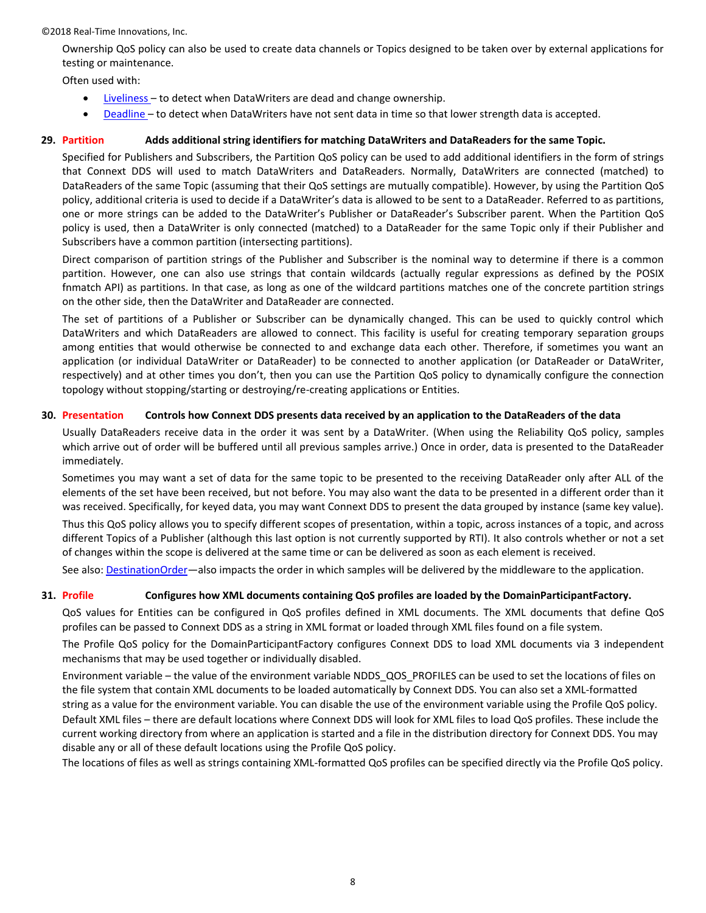Ownership QoS policy can also be used to create data channels or Topics designed to be taken over by external applications for testing or maintenance.

Often used with:

- Liveliness – to detect when DataWriters are dead and change ownership.
- Deadline – to detect when DataWriters have not sent data in time so that lower strength data is accepted.

### 29. Partition — Adds additional string identifiers for matching DataWriters and DataReaders for the same Topic.

Specified for Publishers and Subscribers, the Partition QoS policy can be used to add additional identifiers in the form of strings that Connext DDS will used to match DataWriters and DataReaders. Normally, DataWriters are connected (matched) to DataReaders of the same Topic (assuming that their QoS settings are mutually compatible). However, by using the Partition QoS policy, additional criteria is used to decide if a DataWriter's data is allowed to be sent to a DataReader. Referred to as partitions, one or more strings can be added to the DataWriter's Publisher or DataReader's Subscriber parent. When the Partition QoS policy is used, then a DataWriter is only connected (matched) to a DataReader for the same Topic only if their Publisher and Subscribers have a common partition (intersecting partitions).

Direct comparison of partition strings of the Publisher and Subscriber is the nominal way to determine if there is a common partition. However, one can also use strings that contain wildcards (actually regular expressions as defined by the POSIX fnmatch API) as partitions. In that case, as long as one of the wildcard partitions matches one of the concrete partition strings on the other side, then the DataWriter and DataReader are connected.

The set of partitions of a Publisher or Subscriber can be dynamically changed. This can be used to quickly control which DataWriters and which DataReaders are allowed to connect. This facility is useful for creating temporary separation groups among entities that would otherwise be connected to and exchange data each other. Therefore, if sometimes you want an application (or individual DataWriter or DataReader) to be connected to another application (or DataReader or DataWriter, respectively) and at other times you don't, then you can use the Partition QoS policy to dynamically configure the connection topology without stopping/starting or destroying/re-creating applications or Entities.

### 30. Presentation — Controls how Connext DDS presents data received by an application to the DataReaders of the data

Usually DataReaders receive data in the order it was sent by a DataWriter. (When using the Reliability QoS policy, samples which arrive out of order will be buffered until all previous samples arrive.) Once in order, data is presented to the DataReader immediately.

Sometimes you may want a set of data for the same topic to be presented to the receiving DataReader only after ALL of the elements of the set have been received, but not before. You may also want the data to be presented in a different order than it was received. Specifically, for keyed data, you may want Connext DDS to present the data grouped by instance (same key value).

Thus this QoS policy allows you to specify different scopes of presentation, within a topic, across instances of a topic, and across different Topics of a Publisher (although this last option is not currently supported by RTI). It also controls whether or not a set of changes within the scope is delivered at the same time or can be delivered as soon as each element is received.

See also: DestinationOrder—also impacts the order in which samples will be delivered by the middleware to the application.

### 31. Profile — Configures how XML documents containing QoS profiles are loaded by the DomainParticipantFactory.

QoS values for Entities can be configured in QoS profiles defined in XML documents. The XML documents that define QoS profiles can be passed to Connext DDS as a string in XML format or loaded through XML files found on a file system.

The Profile QoS policy for the DomainParticipantFactory configures Connext DDS to load XML documents via 3 independent mechanisms that may be used together or individually disabled.

Environment variable – the value of the environment variable NDDS_QOS_PROFILES can be used to set the locations of files on the file system that contain XML documents to be loaded automatically by Connext DDS. You can also set a XML-formatted string as a value for the environment variable. You can disable the use of the environment variable using the Profile QoS policy.
Default XML files – there are default locations where Connext DDS will look for XML files to load QoS profiles. These include the current working directory from where an application is started and a file in the distribution directory for Connext DDS. You may disable any or all of these default locations using the Profile QoS policy.
The locations of files as well as strings containing XML-formatted QoS profiles can be specified directly via the Profile QoS policy.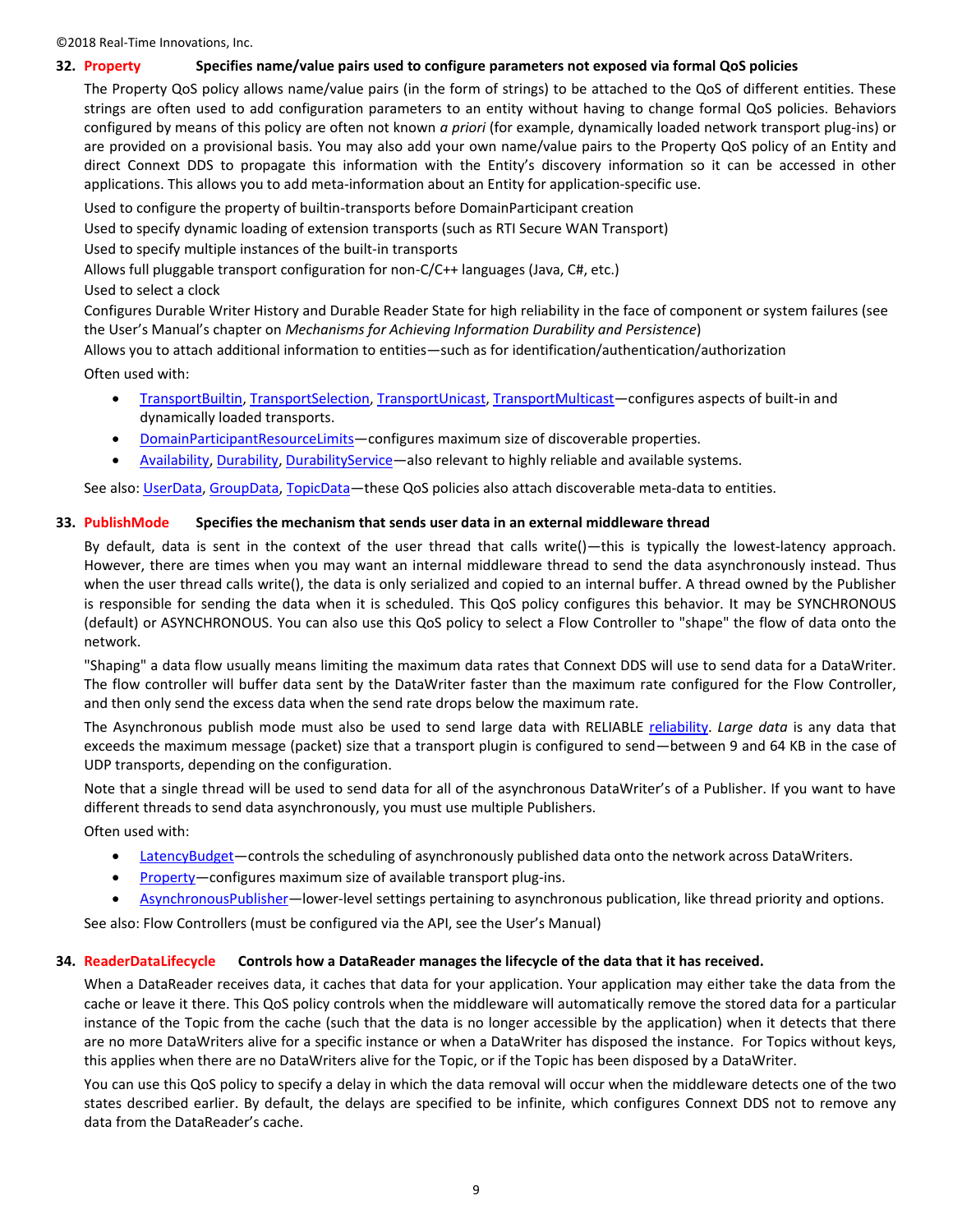**32. Property** **Specifies name/value pairs used to configure parameters not exposed via formal QoS policies**

The Property QoS policy allows name/value pairs (in the form of strings) to be attached to the QoS of different entities. These strings are often used to add configuration parameters to an entity without having to change formal QoS policies. Behaviors configured by means of this policy are often not known *a priori* (for example, dynamically loaded network transport plug-ins) or are provided on a provisional basis. You may also add your own name/value pairs to the Property QoS policy of an Entity and direct Connext DDS to propagate this information with the Entity's discovery information so it can be accessed in other applications. This allows you to add meta-information about an Entity for application-specific use.

Used to configure the property of builtin-transports before DomainParticipant creation

Used to specify dynamic loading of extension transports (such as RTI Secure WAN Transport)

Used to specify multiple instances of the built-in transports

Allows full pluggable transport configuration for non-C/C++ languages (Java, C#, etc.)

Used to select a clock

Configures Durable Writer History and Durable Reader State for high reliability in the face of component or system failures (see the User's Manual's chapter on *Mechanisms for Achieving Information Durability and Persistence*)

Allows you to attach additional information to entities—such as for identification/authentication/authorization

Often used with:

- TransportBuiltin, TransportSelection, TransportUnicast, TransportMulticast—configures aspects of built-in and dynamically loaded transports.
- DomainParticipantResourceLimits—configures maximum size of discoverable properties.
- Availability, Durability, DurabilityService—also relevant to highly reliable and available systems.

See also: UserData, GroupData, TopicData—these QoS policies also attach discoverable meta-data to entities.

**33. PublishMode** **Specifies the mechanism that sends user data in an external middleware thread**

By default, data is sent in the context of the user thread that calls write()—this is typically the lowest-latency approach. However, there are times when you may want an internal middleware thread to send the data asynchronously instead. Thus when the user thread calls write(), the data is only serialized and copied to an internal buffer. A thread owned by the Publisher is responsible for sending the data when it is scheduled. This QoS policy configures this behavior. It may be SYNCHRONOUS (default) or ASYNCHRONOUS. You can also use this QoS policy to select a Flow Controller to "shape" the flow of data onto the network.

"Shaping" a data flow usually means limiting the maximum data rates that Connext DDS will use to send data for a DataWriter. The flow controller will buffer data sent by the DataWriter faster than the maximum rate configured for the Flow Controller, and then only send the excess data when the send rate drops below the maximum rate.

The Asynchronous publish mode must also be used to send large data with RELIABLE reliability. *Large data* is any data that exceeds the maximum message (packet) size that a transport plugin is configured to send—between 9 and 64 KB in the case of UDP transports, depending on the configuration.

Note that a single thread will be used to send data for all of the asynchronous DataWriter's of a Publisher. If you want to have different threads to send data asynchronously, you must use multiple Publishers.

Often used with:

- LatencyBudget—controls the scheduling of asynchronously published data onto the network across DataWriters.
- Property—configures maximum size of available transport plug-ins.
- AsynchronousPublisher—lower-level settings pertaining to asynchronous publication, like thread priority and options.

See also: Flow Controllers (must be configured via the API, see the User's Manual)

**34. ReaderDataLifecycle** **Controls how a DataReader manages the lifecycle of the data that it has received.**

When a DataReader receives data, it caches that data for your application. Your application may either take the data from the cache or leave it there. This QoS policy controls when the middleware will automatically remove the stored data for a particular instance of the Topic from the cache (such that the data is no longer accessible by the application) when it detects that there are no more DataWriters alive for a specific instance or when a DataWriter has disposed the instance. For Topics without keys, this applies when there are no DataWriters alive for the Topic, or if the Topic has been disposed by a DataWriter.

You can use this QoS policy to specify a delay in which the data removal will occur when the middleware detects one of the two states described earlier. By default, the delays are specified to be infinite, which configures Connext DDS not to remove any data from the DataReader's cache.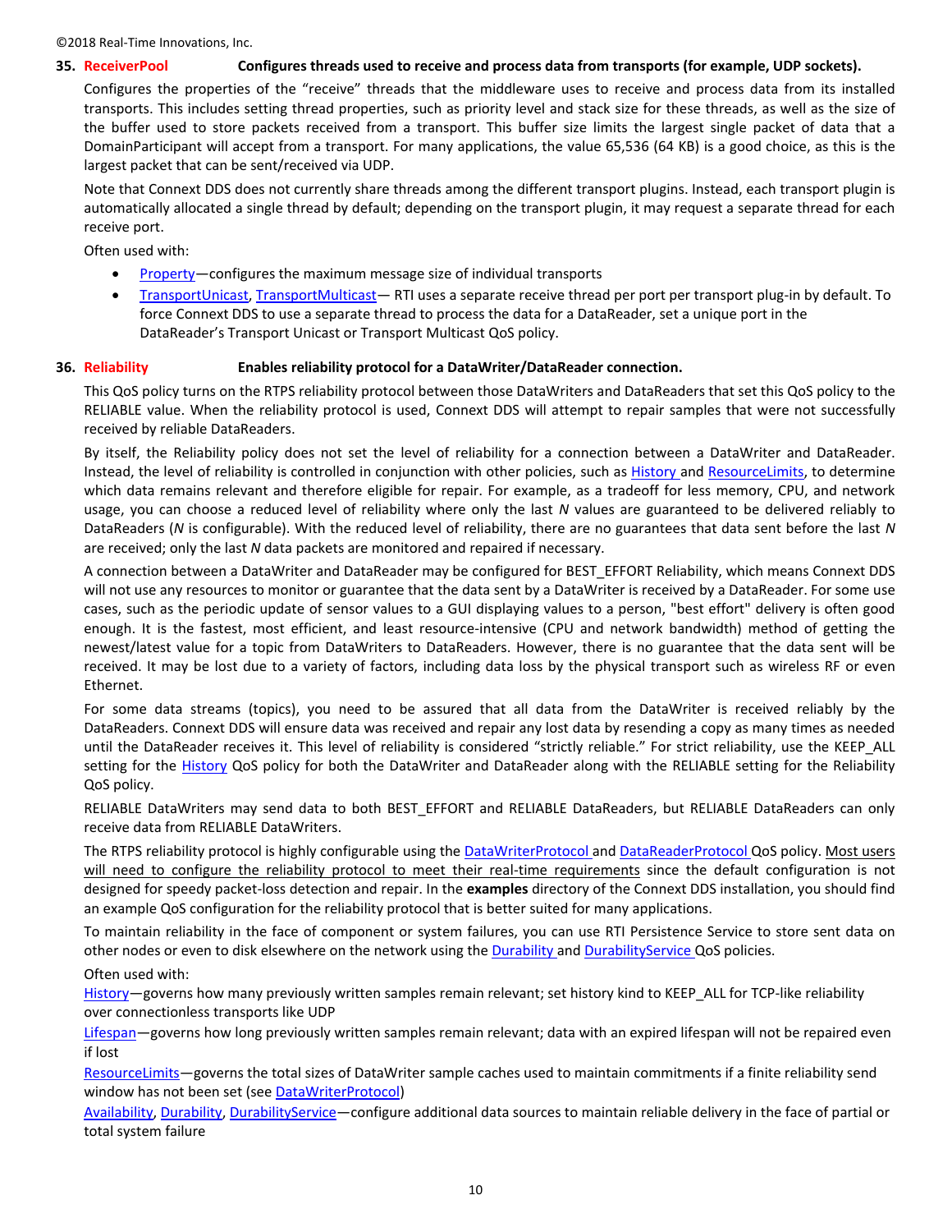**35. ReceiverPool** **Configures threads used to receive and process data from transports (for example, UDP sockets).**

Configures the properties of the "receive" threads that the middleware uses to receive and process data from its installed transports. This includes setting thread properties, such as priority level and stack size for these threads, as well as the size of the buffer used to store packets received from a transport. This buffer size limits the largest single packet of data that a DomainParticipant will accept from a transport. For many applications, the value 65,536 (64 KB) is a good choice, as this is the largest packet that can be sent/received via UDP.

Note that Connext DDS does not currently share threads among the different transport plugins. Instead, each transport plugin is automatically allocated a single thread by default; depending on the transport plugin, it may request a separate thread for each receive port.

Often used with:

- Property—configures the maximum message size of individual transports
- TransportUnicast, TransportMulticast— RTI uses a separate receive thread per port per transport plug-in by default. To force Connext DDS to use a separate thread to process the data for a DataReader, set a unique port in the DataReader's Transport Unicast or Transport Multicast QoS policy.

**36. Reliability** **Enables reliability protocol for a DataWriter/DataReader connection.**

This QoS policy turns on the RTPS reliability protocol between those DataWriters and DataReaders that set this QoS policy to the RELIABLE value. When the reliability protocol is used, Connext DDS will attempt to repair samples that were not successfully received by reliable DataReaders.

By itself, the Reliability policy does not set the level of reliability for a connection between a DataWriter and DataReader. Instead, the level of reliability is controlled in conjunction with other policies, such as History and ResourceLimits, to determine which data remains relevant and therefore eligible for repair. For example, as a tradeoff for less memory, CPU, and network usage, you can choose a reduced level of reliability where only the last *N* values are guaranteed to be delivered reliably to DataReaders (*N* is configurable). With the reduced level of reliability, there are no guarantees that data sent before the last *N* are received; only the last *N* data packets are monitored and repaired if necessary.

A connection between a DataWriter and DataReader may be configured for BEST_EFFORT Reliability, which means Connext DDS will not use any resources to monitor or guarantee that the data sent by a DataWriter is received by a DataReader. For some use cases, such as the periodic update of sensor values to a GUI displaying values to a person, "best effort" delivery is often good enough. It is the fastest, most efficient, and least resource-intensive (CPU and network bandwidth) method of getting the newest/latest value for a topic from DataWriters to DataReaders. However, there is no guarantee that the data sent will be received. It may be lost due to a variety of factors, including data loss by the physical transport such as wireless RF or even Ethernet.

For some data streams (topics), you need to be assured that all data from the DataWriter is received reliably by the DataReaders. Connext DDS will ensure data was received and repair any lost data by resending a copy as many times as needed until the DataReader receives it. This level of reliability is considered "strictly reliable." For strict reliability, use the KEEP_ALL setting for the History QoS policy for both the DataWriter and DataReader along with the RELIABLE setting for the Reliability QoS policy.

RELIABLE DataWriters may send data to both BEST_EFFORT and RELIABLE DataReaders, but RELIABLE DataReaders can only receive data from RELIABLE DataWriters.

The RTPS reliability protocol is highly configurable using the DataWriterProtocol and DataReaderProtocol QoS policy. Most users will need to configure the reliability protocol to meet their real-time requirements since the default configuration is not designed for speedy packet-loss detection and repair. In the **examples** directory of the Connext DDS installation, you should find an example QoS configuration for the reliability protocol that is better suited for many applications.

To maintain reliability in the face of component or system failures, you can use RTI Persistence Service to store sent data on other nodes or even to disk elsewhere on the network using the Durability and DurabilityService QoS policies.

Often used with:

History—governs how many previously written samples remain relevant; set history kind to KEEP_ALL for TCP-like reliability over connectionless transports like UDP

Lifespan—governs how long previously written samples remain relevant; data with an expired lifespan will not be repaired even if lost

ResourceLimits—governs the total sizes of DataWriter sample caches used to maintain commitments if a finite reliability send window has not been set (see DataWriterProtocol)

Availability, Durability, DurabilityService—configure additional data sources to maintain reliable delivery in the face of partial or total system failure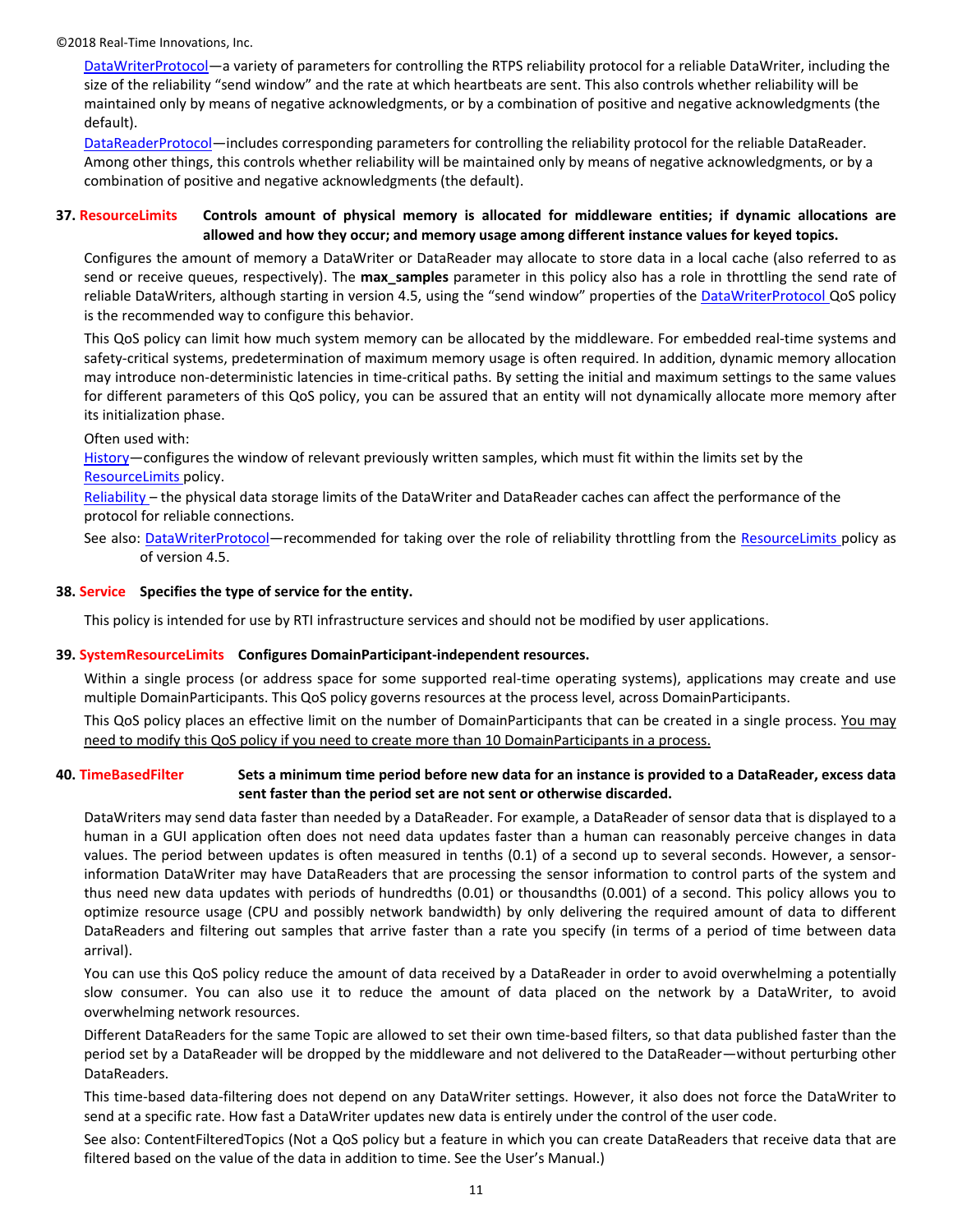[DataWriterProtocol](#)—a variety of parameters for controlling the RTPS reliability protocol for a reliable DataWriter, including the size of the reliability "send window" and the rate at which heartbeats are sent. This also controls whether reliability will be maintained only by means of negative acknowledgments, or by a combination of positive and negative acknowledgments (the default).

[DataReaderProtocol](#)—includes corresponding parameters for controlling the reliability protocol for the reliable DataReader. Among other things, this controls whether reliability will be maintained only by means of negative acknowledgments, or by a combination of positive and negative acknowledgments (the default).

### 37. ResourceLimits **Controls amount of physical memory is allocated for middleware entities; if dynamic allocations are allowed and how they occur; and memory usage among different instance values for keyed topics.**

Configures the amount of memory a DataWriter or DataReader may allocate to store data in a local cache (also referred to as send or receive queues, respectively). The **max_samples** parameter in this policy also has a role in throttling the send rate of reliable DataWriters, although starting in version 4.5, using the "send window" properties of the [DataWriterProtocol](#) QoS policy is the recommended way to configure this behavior.

This QoS policy can limit how much system memory can be allocated by the middleware. For embedded real-time systems and safety-critical systems, predetermination of maximum memory usage is often required. In addition, dynamic memory allocation may introduce non-deterministic latencies in time-critical paths. By setting the initial and maximum settings to the same values for different parameters of this QoS policy, you can be assured that an entity will not dynamically allocate more memory after its initialization phase.

Often used with:

[History](#)—configures the window of relevant previously written samples, which must fit within the limits set by the [ResourceLimits](#) policy.

[Reliability](#) – the physical data storage limits of the DataWriter and DataReader caches can affect the performance of the protocol for reliable connections.

See also: [DataWriterProtocol](#)—recommended for taking over the role of reliability throttling from the [ResourceLimits](#) policy as of version 4.5.

### 38. Service **Specifies the type of service for the entity.**

This policy is intended for use by RTI infrastructure services and should not be modified by user applications.

### 39. SystemResourceLimits **Configures DomainParticipant-independent resources.**

Within a single process (or address space for some supported real-time operating systems), applications may create and use multiple DomainParticipants. This QoS policy governs resources at the process level, across DomainParticipants.

This QoS policy places an effective limit on the number of DomainParticipants that can be created in a single process. <u>You may need to modify this QoS policy if you need to create more than 10 DomainParticipants in a process.</u>

### 40. TimeBasedFilter **Sets a minimum time period before new data for an instance is provided to a DataReader, excess data sent faster than the period set are not sent or otherwise discarded.**

DataWriters may send data faster than needed by a DataReader. For example, a DataReader of sensor data that is displayed to a human in a GUI application often does not need data updates faster than a human can reasonably perceive changes in data values. The period between updates is often measured in tenths (0.1) of a second up to several seconds. However, a sensor-information DataWriter may have DataReaders that are processing the sensor information to control parts of the system and thus need new data updates with periods of hundredths (0.01) or thousandths (0.001) of a second. This policy allows you to optimize resource usage (CPU and possibly network bandwidth) by only delivering the required amount of data to different DataReaders and filtering out samples that arrive faster than a rate you specify (in terms of a period of time between data arrival).

You can use this QoS policy reduce the amount of data received by a DataReader in order to avoid overwhelming a potentially slow consumer. You can also use it to reduce the amount of data placed on the network by a DataWriter, to avoid overwhelming network resources.

Different DataReaders for the same Topic are allowed to set their own time-based filters, so that data published faster than the period set by a DataReader will be dropped by the middleware and not delivered to the DataReader—without perturbing other DataReaders.

This time-based data-filtering does not depend on any DataWriter settings. However, it also does not force the DataWriter to send at a specific rate. How fast a DataWriter updates new data is entirely under the control of the user code.

See also: ContentFilteredTopics (Not a QoS policy but a feature in which you can create DataReaders that receive data that are filtered based on the value of the data in addition to time. See the User's Manual.)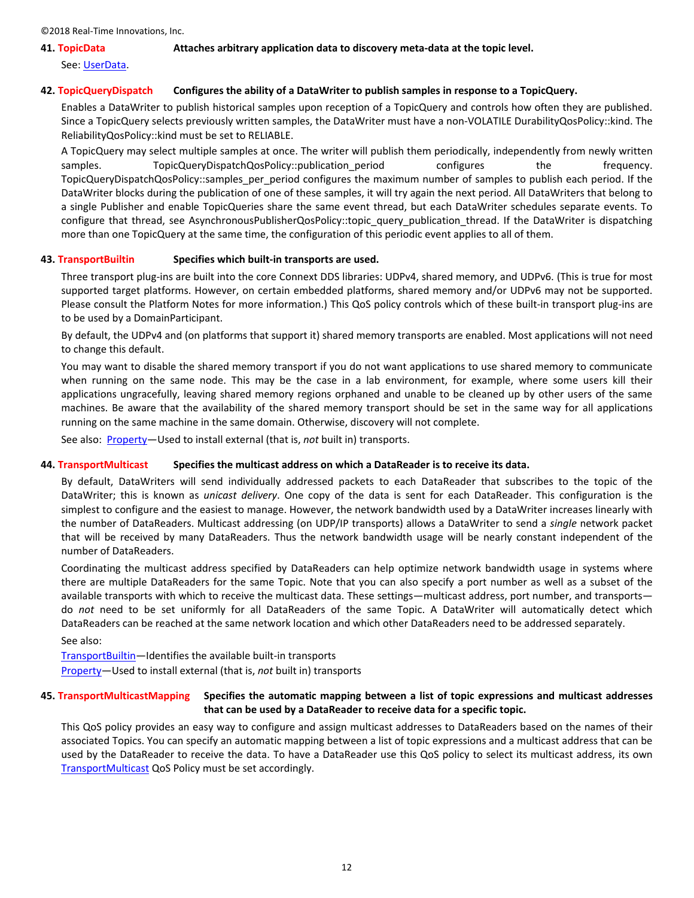**41. TopicData** **Attaches arbitrary application data to discovery meta-data at the topic level.**

See: UserData.

**42. TopicQueryDispatch** **Configures the ability of a DataWriter to publish samples in response to a TopicQuery.**

Enables a DataWriter to publish historical samples upon reception of a TopicQuery and controls how often they are published. Since a TopicQuery selects previously written samples, the DataWriter must have a non-VOLATILE DurabilityQosPolicy::kind. The ReliabilityQosPolicy::kind must be set to RELIABLE.

A TopicQuery may select multiple samples at once. The writer will publish them periodically, independently from newly written samples. TopicQueryDispatchQosPolicy::publication_period configures the frequency. TopicQueryDispatchQosPolicy::samples_per_period configures the maximum number of samples to publish each period. If the DataWriter blocks during the publication of one of these samples, it will try again the next period. All DataWriters that belong to a single Publisher and enable TopicQueries share the same event thread, but each DataWriter schedules separate events. To configure that thread, see AsynchronousPublisherQosPolicy::topic_query_publication_thread. If the DataWriter is dispatching more than one TopicQuery at the same time, the configuration of this periodic event applies to all of them.

**43. TransportBuiltin** **Specifies which built-in transports are used.**

Three transport plug-ins are built into the core Connext DDS libraries: UDPv4, shared memory, and UDPv6. (This is true for most supported target platforms. However, on certain embedded platforms, shared memory and/or UDPv6 may not be supported. Please consult the Platform Notes for more information.) This QoS policy controls which of these built-in transport plug-ins are to be used by a DomainParticipant.

By default, the UDPv4 and (on platforms that support it) shared memory transports are enabled. Most applications will not need to change this default.

You may want to disable the shared memory transport if you do not want applications to use shared memory to communicate when running on the same node. This may be the case in a lab environment, for example, where some users kill their applications ungracefully, leaving shared memory regions orphaned and unable to be cleaned up by other users of the same machines. Be aware that the availability of the shared memory transport should be set in the same way for all applications running on the same machine in the same domain. Otherwise, discovery will not complete.

See also: Property—Used to install external (that is, *not* built in) transports.

**44. TransportMulticast** **Specifies the multicast address on which a DataReader is to receive its data.**

By default, DataWriters will send individually addressed packets to each DataReader that subscribes to the topic of the DataWriter; this is known as *unicast delivery*. One copy of the data is sent for each DataReader. This configuration is the simplest to configure and the easiest to manage. However, the network bandwidth used by a DataWriter increases linearly with the number of DataReaders. Multicast addressing (on UDP/IP transports) allows a DataWriter to send a *single* network packet that will be received by many DataReaders. Thus the network bandwidth usage will be nearly constant independent of the number of DataReaders.

Coordinating the multicast address specified by DataReaders can help optimize network bandwidth usage in systems where there are multiple DataReaders for the same Topic. Note that you can also specify a port number as well as a subset of the available transports with which to receive the multicast data. These settings—multicast address, port number, and transports—do *not* need to be set uniformly for all DataReaders of the same Topic. A DataWriter will automatically detect which DataReaders can be reached at the same network location and which other DataReaders need to be addressed separately.

See also:

TransportBuiltin—Identifies the available built-in transports
Property—Used to install external (that is, *not* built in) transports

**45. TransportMulticastMapping** **Specifies the automatic mapping between a list of topic expressions and multicast addresses that can be used by a DataReader to receive data for a specific topic.**

This QoS policy provides an easy way to configure and assign multicast addresses to DataReaders based on the names of their associated Topics. You can specify an automatic mapping between a list of topic expressions and a multicast address that can be used by the DataReader to receive the data. To have a DataReader use this QoS policy to select its multicast address, its own TransportMulticast QoS Policy must be set accordingly.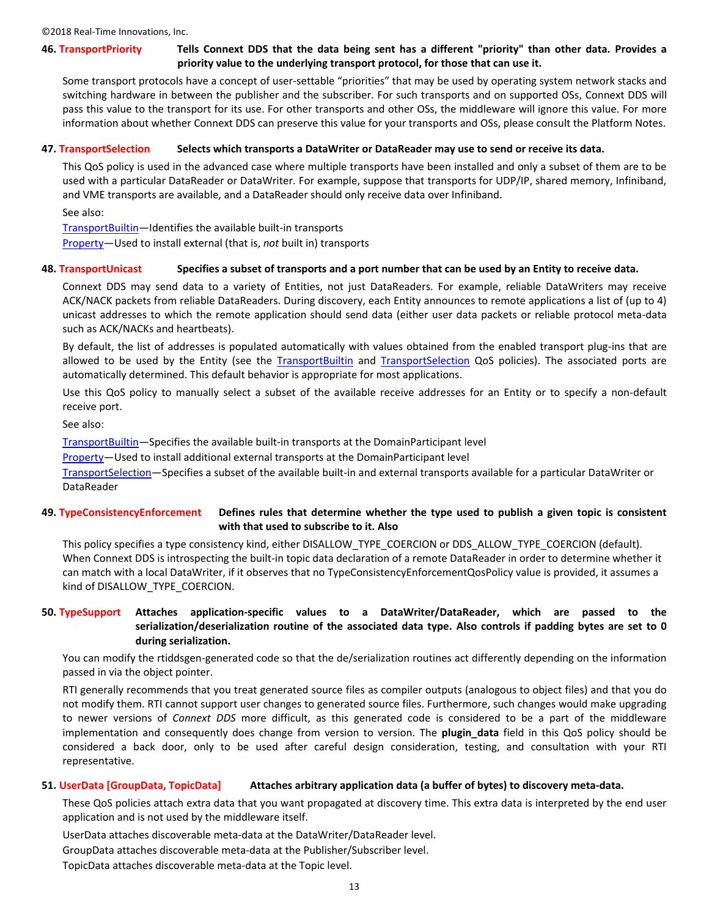**46. TransportPriority** **Tells Connext DDS that the data being sent has a different "priority" than other data. Provides a priority value to the underlying transport protocol, for those that can use it.**

Some transport protocols have a concept of user-settable "priorities" that may be used by operating system network stacks and switching hardware in between the publisher and the subscriber. For such transports and on supported OSs, Connext DDS will pass this value to the transport for its use. For other transports and other OSs, the middleware will ignore this value. For more information about whether Connext DDS can preserve this value for your transports and OSs, please consult the Platform Notes.

**47. TransportSelection** **Selects which transports a DataWriter or DataReader may use to send or receive its data.**

This QoS policy is used in the advanced case where multiple transports have been installed and only a subset of them are to be used with a particular DataReader or DataWriter. For example, suppose that transports for UDP/IP, shared memory, Infiniband, and VME transports are available, and a DataReader should only receive data over Infiniband.

See also:

TransportBuiltin—Identifies the available built-in transports

Property—Used to install external (that is, *not* built in) transports

**48. TransportUnicast** **Specifies a subset of transports and a port number that can be used by an Entity to receive data.**

Connext DDS may send data to a variety of Entities, not just DataReaders. For example, reliable DataWriters may receive ACK/NACK packets from reliable DataReaders. During discovery, each Entity announces to remote applications a list of (up to 4) unicast addresses to which the remote application should send data (either user data packets or reliable protocol meta-data such as ACK/NACKs and heartbeats).

By default, the list of addresses is populated automatically with values obtained from the enabled transport plug-ins that are allowed to be used by the Entity (see the TransportBuiltin and TransportSelection QoS policies). The associated ports are automatically determined. This default behavior is appropriate for most applications.

Use this QoS policy to manually select a subset of the available receive addresses for an Entity or to specify a non-default receive port.

See also:

TransportBuiltin—Specifies the available built-in transports at the DomainParticipant level

Property—Used to install additional external transports at the DomainParticipant level

TransportSelection—Specifies a subset of the available built-in and external transports available for a particular DataWriter or DataReader

**49. TypeConsistencyEnforcement** **Defines rules that determine whether the type used to publish a given topic is consistent with that used to subscribe to it. Also**

This policy specifies a type consistency kind, either DISALLOW_TYPE_COERCION or DDS_ALLOW_TYPE_COERCION (default). When Connext DDS is introspecting the built-in topic data declaration of a remote DataReader in order to determine whether it can match with a local DataWriter, if it observes that no TypeConsistencyEnforcementQosPolicy value is provided, it assumes a kind of DISALLOW_TYPE_COERCION.

**50. TypeSupport** **Attaches application-specific values to a DataWriter/DataReader, which are passed to the serialization/deserialization routine of the associated data type. Also controls if padding bytes are set to 0 during serialization.**

You can modify the rtiddsgen-generated code so that the de/serialization routines act differently depending on the information passed in via the object pointer.

RTI generally recommends that you treat generated source files as compiler outputs (analogous to object files) and that you do not modify them. RTI cannot support user changes to generated source files. Furthermore, such changes would make upgrading to newer versions of *Connext DDS* more difficult, as this generated code is considered to be a part of the middleware implementation and consequently does change from version to version. The **plugin_data** field in this QoS policy should be considered a back door, only to be used after careful design consideration, testing, and consultation with your RTI representative.

**51. UserData [GroupData, TopicData]** **Attaches arbitrary application data (a buffer of bytes) to discovery meta-data.**

These QoS policies attach extra data that you want propagated at discovery time. This extra data is interpreted by the end user application and is not used by the middleware itself.

UserData attaches discoverable meta-data at the DataWriter/DataReader level.

GroupData attaches discoverable meta-data at the Publisher/Subscriber level.

TopicData attaches discoverable meta-data at the Topic level.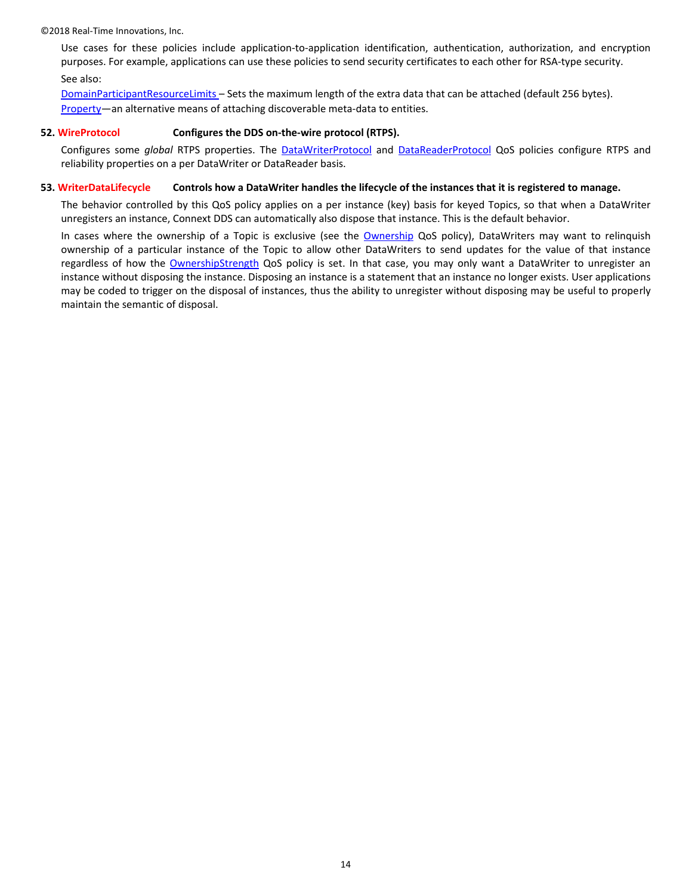Use cases for these policies include application-to-application identification, authentication, authorization, and encryption purposes. For example, applications can use these policies to send security certificates to each other for RSA-type security.

See also:

DomainParticipantResourceLimits – Sets the maximum length of the extra data that can be attached (default 256 bytes).

Property—an alternative means of attaching discoverable meta-data to entities.

**52. WireProtocol** **Configures the DDS on-the-wire protocol (RTPS).**

Configures some *global* RTPS properties. The DataWriterProtocol and DataReaderProtocol QoS policies configure RTPS and reliability properties on a per DataWriter or DataReader basis.

**53. WriterDataLifecycle** **Controls how a DataWriter handles the lifecycle of the instances that it is registered to manage.**

The behavior controlled by this QoS policy applies on a per instance (key) basis for keyed Topics, so that when a DataWriter unregisters an instance, Connext DDS can automatically also dispose that instance. This is the default behavior.

In cases where the ownership of a Topic is exclusive (see the Ownership QoS policy), DataWriters may want to relinquish ownership of a particular instance of the Topic to allow other DataWriters to send updates for the value of that instance regardless of how the OwnershipStrength QoS policy is set. In that case, you may only want a DataWriter to unregister an instance without disposing the instance. Disposing an instance is a statement that an instance no longer exists. User applications may be coded to trigger on the disposal of instances, thus the ability to unregister without disposing may be useful to properly maintain the semantic of disposal.